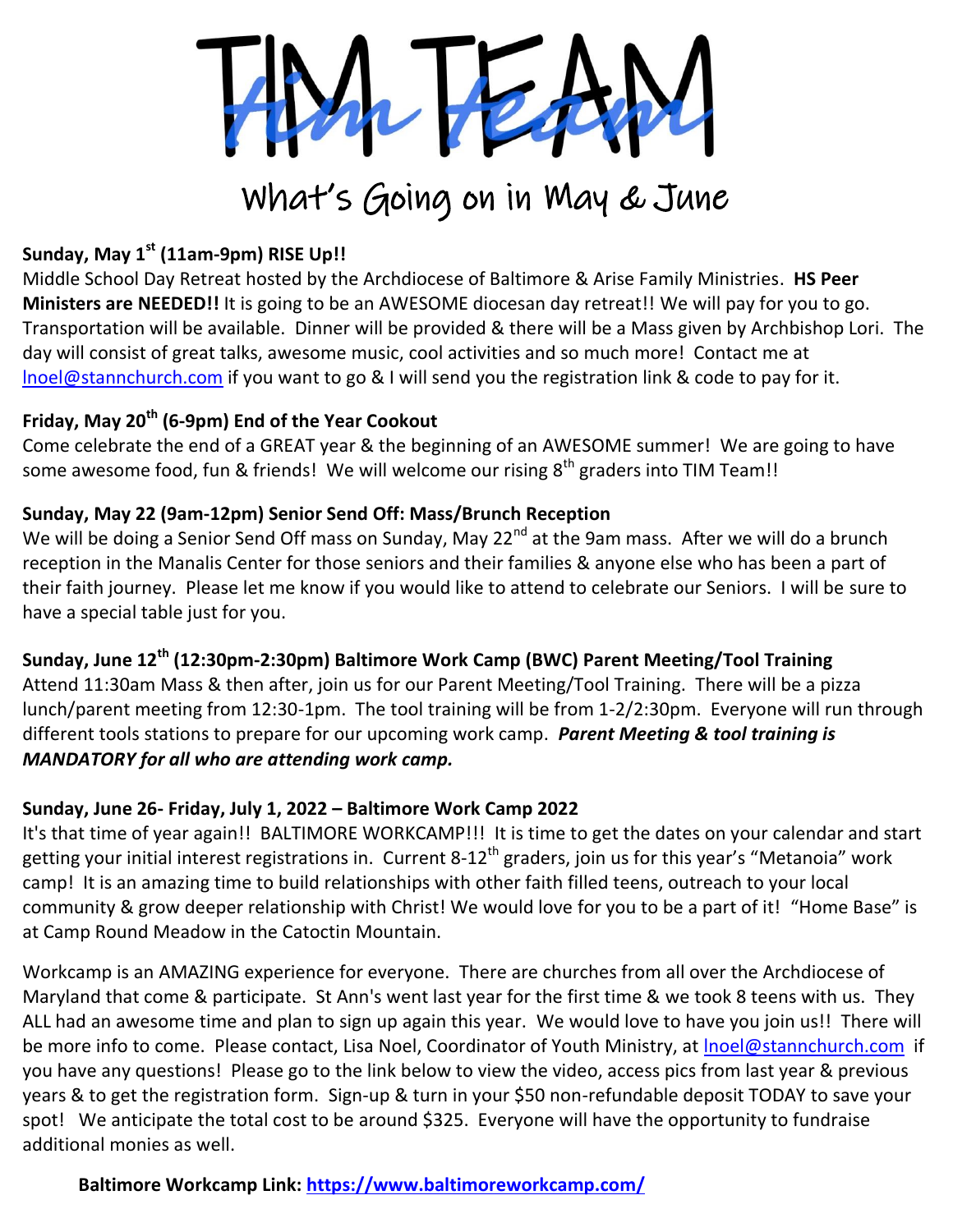# TIM TEAM

## What's Going on in May & June

**Sunday, May 1st (11am-9pm) RISE Up!!**

Middle School Day Retreat hosted by the Archdiocese of Baltimore & Arise Family Ministries. **HS Peer Ministers are NEEDED!!** It is going to be an AWESOME diocesan day retreat!! We will pay for you to go. Transportation will be available. Dinner will be provided & there will be a Mass given by Archbishop Lori. The day will consist of great talks, awesome music, cool activities and so much more! Contact me at lnoel@stannchurch.com if you want to go & I will send you the registration link & code to pay for it.

**Friday, May 20th (6-9pm) End of the Year Cookout**

Come celebrate the end of a GREAT year & the beginning of an AWESOME summer! We are going to have some awesome food, fun & friends! We will welcome our rising 8th graders into TIM Team!!

**Sunday, May 22 (9am-12pm) Senior Send Off: Mass/Brunch Reception**

We will be doing a Senior Send Off mass on Sunday, May 22nd at the 9am mass. After we will do a brunch reception in the Manalis Center for those seniors and their families & anyone else who has been a part of their faith journey. Please let me know if you would like to attend to celebrate our Seniors. I will be sure to have a special table just for you.

**Sunday, June 12th (12:30pm-2:30pm) Baltimore Work Camp (BWC) Parent Meeting/Tool Training**

Attend 11:30am Mass & then after, join us for our Parent Meeting/Tool Training. There will be a pizza lunch/parent meeting from 12:30-1pm. The tool training will be from 1-2/2:30pm. Everyone will run through different tools stations to prepare for our upcoming work camp. ***Parent Meeting & tool training is MANDATORY for all who are attending work camp.***

**Sunday, June 26- Friday, July 1, 2022 – Baltimore Work Camp 2022**

It's that time of year again!! BALTIMORE WORKCAMP!!! It is time to get the dates on your calendar and start getting your initial interest registrations in. Current 8-12th graders, join us for this year's "Metanoia" work camp! It is an amazing time to build relationships with other faith filled teens, outreach to your local community & grow deeper relationship with Christ! We would love for you to be a part of it! "Home Base" is at Camp Round Meadow in the Catoctin Mountain.

Workcamp is an AMAZING experience for everyone. There are churches from all over the Archdiocese of Maryland that come & participate. St Ann's went last year for the first time & we took 8 teens with us. They ALL had an awesome time and plan to sign up again this year. We would love to have you join us!! There will be more info to come. Please contact, Lisa Noel, Coordinator of Youth Ministry, at lnoel@stannchurch.com if you have any questions! Please go to the link below to view the video, access pics from last year & previous years & to get the registration form. Sign-up & turn in your $50 non-refundable deposit TODAY to save your spot! We anticipate the total cost to be around $325. Everyone will have the opportunity to fundraise additional monies as well.

**Baltimore Workcamp Link: https://www.baltimoreworkcamp.com/**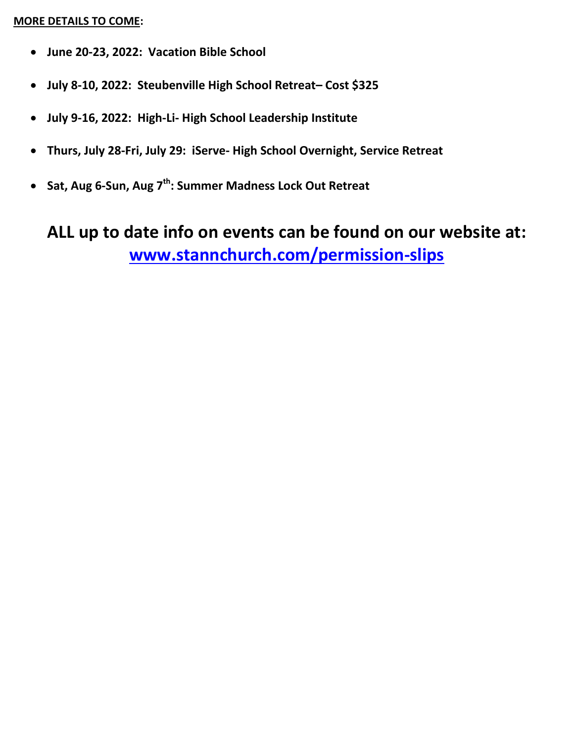**MORE DETAILS TO COME:**

- **June 20-23, 2022: Vacation Bible School**
- **July 8-10, 2022: Steubenville High School Retreat– Cost $325**
- **July 9-16, 2022: High-Li- High School Leadership Institute**
- **Thurs, July 28-Fri, July 29: iServe- High School Overnight, Service Retreat**
- **Sat, Aug 6-Sun, Aug 7th: Summer Madness Lock Out Retreat**

## ALL up to date info on events can be found on our website at: [www.stannchurch.com/permission-slips](http://www.stannchurch.com/permission-slips)